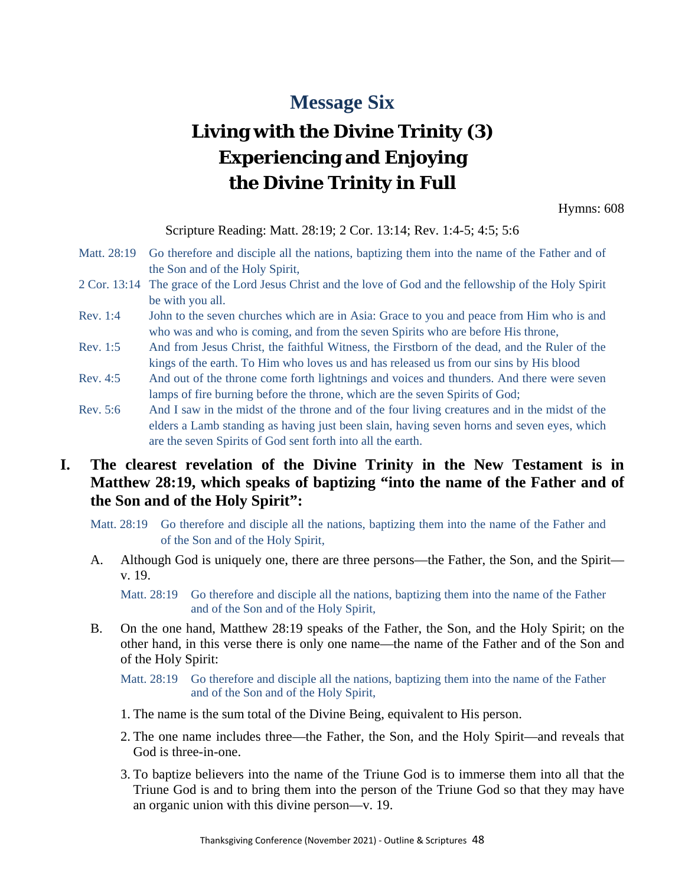# Message Six

## Living with the Divine Trinity (3) Experiencing and Enjoying the Divine Trinity in Full

Hymns: 608

Scripture Reading: Matt. 28:19; 2 Cor. 13:14; Rev. 1:4-5; 4:5; 5:6

Matt. 28:19 Go therefore and disciple all the nations, baptizing them into the name of the Father and of the Son and of the Holy Spirit,

2 Cor. 13:14 The grace of the Lord Jesus Christ and the love of God and the fellowship of the Holy Spirit be with you all.

Rev. 1:4 John to the seven churches which are in Asia: Grace to you and peace from Him who is and who was and who is coming, and from the seven Spirits who are before His throne,

Rev. 1:5 And from Jesus Christ, the faithful Witness, the Firstborn of the dead, and the Ruler of the kings of the earth. To Him who loves us and has released us from our sins by His blood

Rev. 4:5 And out of the throne come forth lightnings and voices and thunders. And there were seven lamps of fire burning before the throne, which are the seven Spirits of God;

Rev. 5:6 And I saw in the midst of the throne and of the four living creatures and in the midst of the elders a Lamb standing as having just been slain, having seven horns and seven eyes, which are the seven Spirits of God sent forth into all the earth.

**I. The clearest revelation of the Divine Trinity in the New Testament is in Matthew 28:19, which speaks of baptizing "into the name of the Father and of the Son and of the Holy Spirit":**

Matt. 28:19 Go therefore and disciple all the nations, baptizing them into the name of the Father and of the Son and of the Holy Spirit,

A. Although God is uniquely one, there are three persons—the Father, the Son, and the Spirit—v. 19.

Matt. 28:19 Go therefore and disciple all the nations, baptizing them into the name of the Father and of the Son and of the Holy Spirit,

B. On the one hand, Matthew 28:19 speaks of the Father, the Son, and the Holy Spirit; on the other hand, in this verse there is only one name—the name of the Father and of the Son and of the Holy Spirit:

Matt. 28:19 Go therefore and disciple all the nations, baptizing them into the name of the Father and of the Son and of the Holy Spirit,

1. The name is the sum total of the Divine Being, equivalent to His person.
2. The one name includes three—the Father, the Son, and the Holy Spirit—and reveals that God is three-in-one.
3. To baptize believers into the name of the Triune God is to immerse them into all that the Triune God is and to bring them into the person of the Triune God so that they may have an organic union with this divine person—v. 19.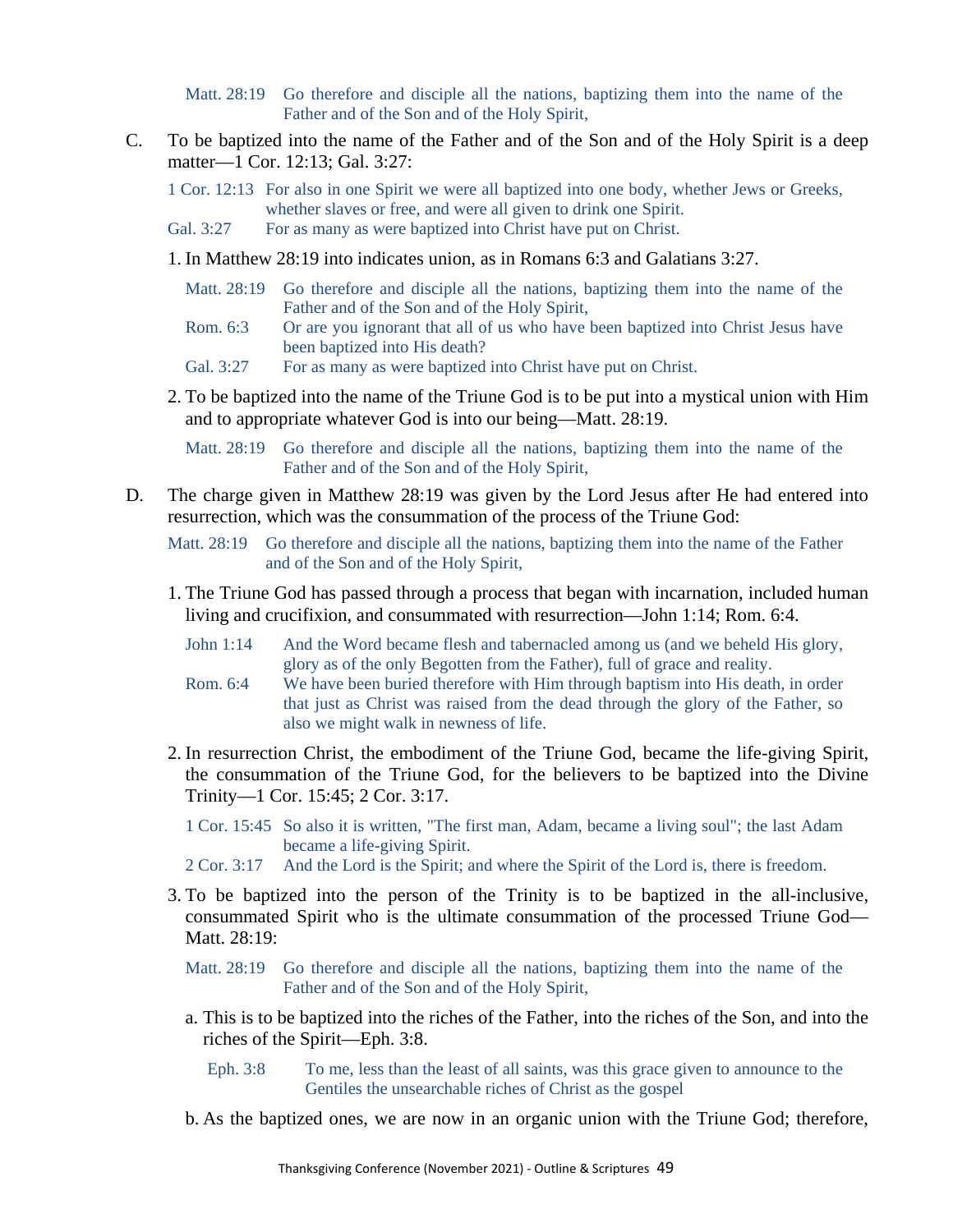Matt. 28:19 Go therefore and disciple all the nations, baptizing them into the name of the Father and of the Son and of the Holy Spirit,

C. To be baptized into the name of the Father and of the Son and of the Holy Spirit is a deep matter—1 Cor. 12:13; Gal. 3:27:

1 Cor. 12:13 For also in one Spirit we were all baptized into one body, whether Jews or Greeks, whether slaves or free, and were all given to drink one Spirit.
Gal. 3:27 For as many as were baptized into Christ have put on Christ.

1. In Matthew 28:19 into indicates union, as in Romans 6:3 and Galatians 3:27.

Matt. 28:19 Go therefore and disciple all the nations, baptizing them into the name of the Father and of the Son and of the Holy Spirit,
Rom. 6:3 Or are you ignorant that all of us who have been baptized into Christ Jesus have been baptized into His death?
Gal. 3:27 For as many as were baptized into Christ have put on Christ.

2. To be baptized into the name of the Triune God is to be put into a mystical union with Him and to appropriate whatever God is into our being—Matt. 28:19.

Matt. 28:19 Go therefore and disciple all the nations, baptizing them into the name of the Father and of the Son and of the Holy Spirit,

D. The charge given in Matthew 28:19 was given by the Lord Jesus after He had entered into resurrection, which was the consummation of the process of the Triune God:

Matt. 28:19 Go therefore and disciple all the nations, baptizing them into the name of the Father and of the Son and of the Holy Spirit,

1. The Triune God has passed through a process that began with incarnation, included human living and crucifixion, and consummated with resurrection—John 1:14; Rom. 6:4.

John 1:14 And the Word became flesh and tabernacled among us (and we beheld His glory, glory as of the only Begotten from the Father), full of grace and reality.
Rom. 6:4 We have been buried therefore with Him through baptism into His death, in order that just as Christ was raised from the dead through the glory of the Father, so also we might walk in newness of life.

2. In resurrection Christ, the embodiment of the Triune God, became the life-giving Spirit, the consummation of the Triune God, for the believers to be baptized into the Divine Trinity—1 Cor. 15:45; 2 Cor. 3:17.

1 Cor. 15:45 So also it is written, "The first man, Adam, became a living soul"; the last Adam became a life-giving Spirit.
2 Cor. 3:17 And the Lord is the Spirit; and where the Spirit of the Lord is, there is freedom.

3. To be baptized into the person of the Trinity is to be baptized in the all-inclusive, consummated Spirit who is the ultimate consummation of the processed Triune God—Matt. 28:19:

Matt. 28:19 Go therefore and disciple all the nations, baptizing them into the name of the Father and of the Son and of the Holy Spirit,

a. This is to be baptized into the riches of the Father, into the riches of the Son, and into the riches of the Spirit—Eph. 3:8.

Eph. 3:8 To me, less than the least of all saints, was this grace given to announce to the Gentiles the unsearchable riches of Christ as the gospel

b. As the baptized ones, we are now in an organic union with the Triune God; therefore,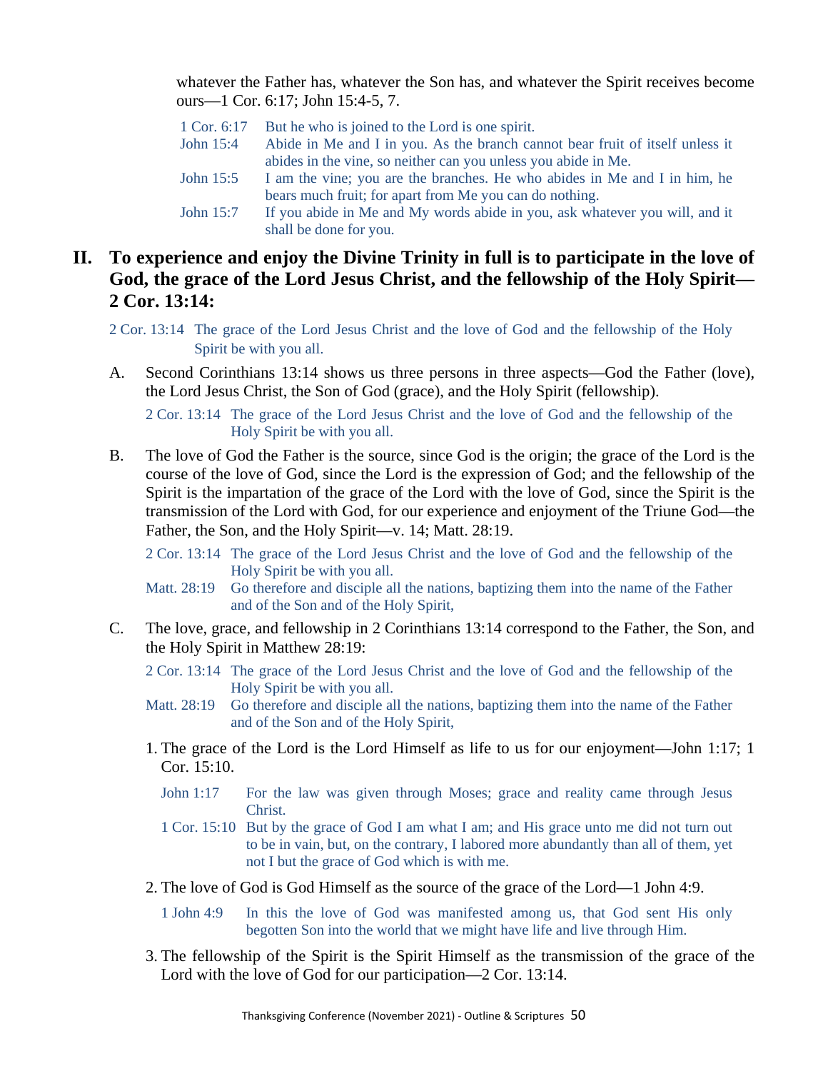whatever the Father has, whatever the Son has, and whatever the Spirit receives become ours—1 Cor. 6:17; John 15:4-5, 7.

> 1 Cor. 6:17 But he who is joined to the Lord is one spirit.
> John 15:4 Abide in Me and I in you. As the branch cannot bear fruit of itself unless it abides in the vine, so neither can you unless you abide in Me.
> John 15:5 I am the vine; you are the branches. He who abides in Me and I in him, he bears much fruit; for apart from Me you can do nothing.
> John 15:7 If you abide in Me and My words abide in you, ask whatever you will, and it shall be done for you.

## II. To experience and enjoy the Divine Trinity in full is to participate in the love of God, the grace of the Lord Jesus Christ, and the fellowship of the Holy Spirit—2 Cor. 13:14:

> 2 Cor. 13:14 The grace of the Lord Jesus Christ and the love of God and the fellowship of the Holy Spirit be with you all.

A. Second Corinthians 13:14 shows us three persons in three aspects—God the Father (love), the Lord Jesus Christ, the Son of God (grace), and the Holy Spirit (fellowship).

> 2 Cor. 13:14 The grace of the Lord Jesus Christ and the love of God and the fellowship of the Holy Spirit be with you all.

B. The love of God the Father is the source, since God is the origin; the grace of the Lord is the course of the love of God, since the Lord is the expression of God; and the fellowship of the Spirit is the impartation of the grace of the Lord with the love of God, since the Spirit is the transmission of the Lord with God, for our experience and enjoyment of the Triune God—the Father, the Son, and the Holy Spirit—v. 14; Matt. 28:19.

> 2 Cor. 13:14 The grace of the Lord Jesus Christ and the love of God and the fellowship of the Holy Spirit be with you all.
> Matt. 28:19 Go therefore and disciple all the nations, baptizing them into the name of the Father and of the Son and of the Holy Spirit,

C. The love, grace, and fellowship in 2 Corinthians 13:14 correspond to the Father, the Son, and the Holy Spirit in Matthew 28:19:

> 2 Cor. 13:14 The grace of the Lord Jesus Christ and the love of God and the fellowship of the Holy Spirit be with you all.
> Matt. 28:19 Go therefore and disciple all the nations, baptizing them into the name of the Father and of the Son and of the Holy Spirit,

1. The grace of the Lord is the Lord Himself as life to us for our enjoyment—John 1:17; 1 Cor. 15:10.

> John 1:17 For the law was given through Moses; grace and reality came through Jesus Christ.
> 1 Cor. 15:10 But by the grace of God I am what I am; and His grace unto me did not turn out to be in vain, but, on the contrary, I labored more abundantly than all of them, yet not I but the grace of God which is with me.

2. The love of God is God Himself as the source of the grace of the Lord—1 John 4:9.

> 1 John 4:9 In this the love of God was manifested among us, that God sent His only begotten Son into the world that we might have life and live through Him.

3. The fellowship of the Spirit is the Spirit Himself as the transmission of the grace of the Lord with the love of God for our participation—2 Cor. 13:14.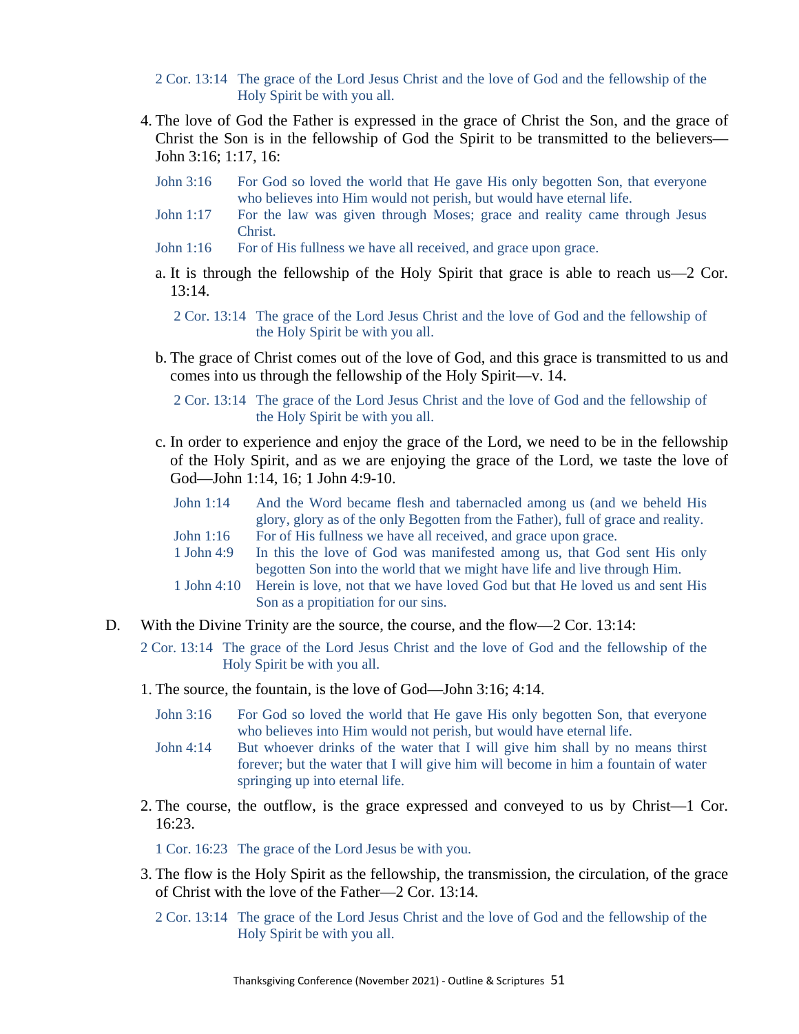2 Cor. 13:14 The grace of the Lord Jesus Christ and the love of God and the fellowship of the Holy Spirit be with you all.

4. The love of God the Father is expressed in the grace of Christ the Son, and the grace of Christ the Son is in the fellowship of God the Spirit to be transmitted to the believers—John 3:16; 1:17, 16:

   John 3:16 For God so loved the world that He gave His only begotten Son, that everyone who believes into Him would not perish, but would have eternal life.

   John 1:17 For the law was given through Moses; grace and reality came through Jesus Christ.

   John 1:16 For of His fullness we have all received, and grace upon grace.

   a. It is through the fellowship of the Holy Spirit that grace is able to reach us—2 Cor. 13:14.

      2 Cor. 13:14 The grace of the Lord Jesus Christ and the love of God and the fellowship of the Holy Spirit be with you all.

   b. The grace of Christ comes out of the love of God, and this grace is transmitted to us and comes into us through the fellowship of the Holy Spirit—v. 14.

      2 Cor. 13:14 The grace of the Lord Jesus Christ and the love of God and the fellowship of the Holy Spirit be with you all.

   c. In order to experience and enjoy the grace of the Lord, we need to be in the fellowship of the Holy Spirit, and as we are enjoying the grace of the Lord, we taste the love of God—John 1:14, 16; 1 John 4:9-10.

      John 1:14 And the Word became flesh and tabernacled among us (and we beheld His glory, glory as of the only Begotten from the Father), full of grace and reality.

      John 1:16 For of His fullness we have all received, and grace upon grace.

      1 John 4:9 In this the love of God was manifested among us, that God sent His only begotten Son into the world that we might have life and live through Him.

      1 John 4:10 Herein is love, not that we have loved God but that He loved us and sent His Son as a propitiation for our sins.

D. With the Divine Trinity are the source, the course, and the flow—2 Cor. 13:14:

   2 Cor. 13:14 The grace of the Lord Jesus Christ and the love of God and the fellowship of the Holy Spirit be with you all.

1. The source, the fountain, is the love of God—John 3:16; 4:14.

   John 3:16 For God so loved the world that He gave His only begotten Son, that everyone who believes into Him would not perish, but would have eternal life.

   John 4:14 But whoever drinks of the water that I will give him shall by no means thirst forever; but the water that I will give him will become in him a fountain of water springing up into eternal life.

2. The course, the outflow, is the grace expressed and conveyed to us by Christ—1 Cor. 16:23.

   1 Cor. 16:23 The grace of the Lord Jesus be with you.

3. The flow is the Holy Spirit as the fellowship, the transmission, the circulation, of the grace of Christ with the love of the Father—2 Cor. 13:14.

   2 Cor. 13:14 The grace of the Lord Jesus Christ and the love of God and the fellowship of the Holy Spirit be with you all.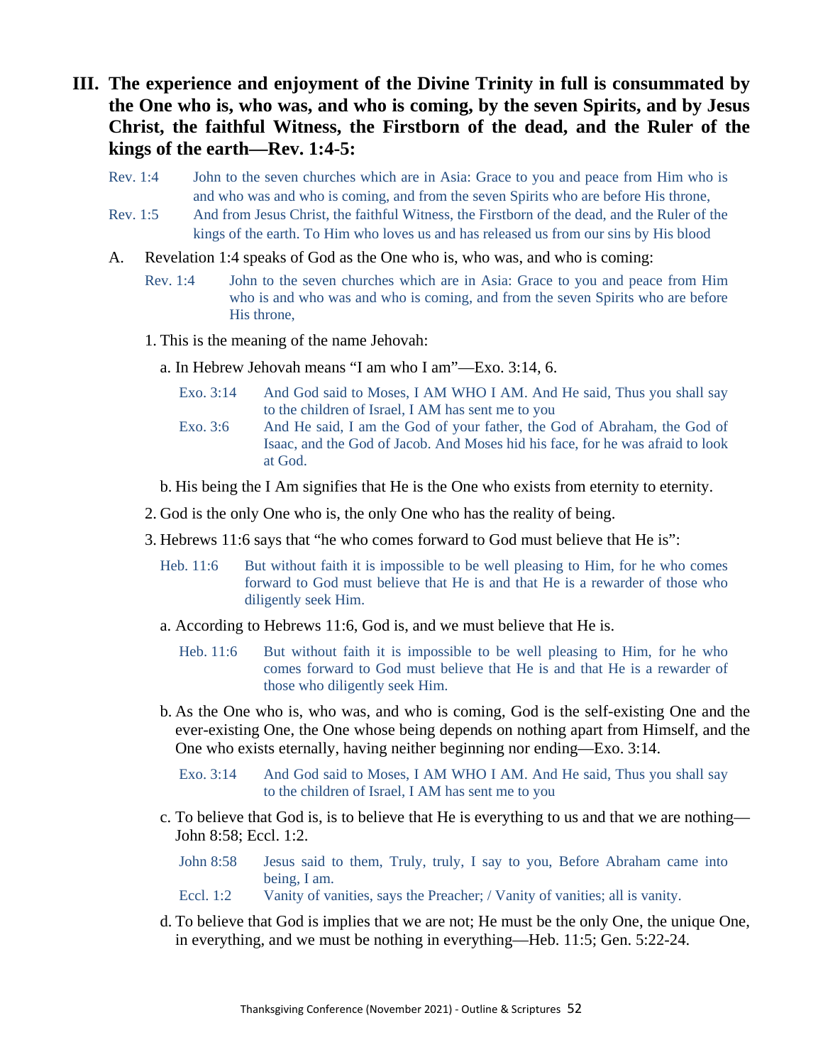## III. The experience and enjoyment of the Divine Trinity in full is consummated by the One who is, who was, and who is coming, by the seven Spirits, and by Jesus Christ, the faithful Witness, the Firstborn of the dead, and the Ruler of the kings of the earth—Rev. 1:4-5:

Rev. 1:4 John to the seven churches which are in Asia: Grace to you and peace from Him who is and who was and who is coming, and from the seven Spirits who are before His throne,

Rev. 1:5 And from Jesus Christ, the faithful Witness, the Firstborn of the dead, and the Ruler of the kings of the earth. To Him who loves us and has released us from our sins by His blood

A. Revelation 1:4 speaks of God as the One who is, who was, and who is coming:

Rev. 1:4 John to the seven churches which are in Asia: Grace to you and peace from Him who is and who was and who is coming, and from the seven Spirits who are before His throne,

1. This is the meaning of the name Jehovah:

a. In Hebrew Jehovah means "I am who I am"—Exo. 3:14, 6.

Exo. 3:14 And God said to Moses, I AM WHO I AM. And He said, Thus you shall say to the children of Israel, I AM has sent me to you

Exo. 3:6 And He said, I am the God of your father, the God of Abraham, the God of Isaac, and the God of Jacob. And Moses hid his face, for he was afraid to look at God.

b. His being the I Am signifies that He is the One who exists from eternity to eternity.

2. God is the only One who is, the only One who has the reality of being.

3. Hebrews 11:6 says that "he who comes forward to God must believe that He is":

Heb. 11:6 But without faith it is impossible to be well pleasing to Him, for he who comes forward to God must believe that He is and that He is a rewarder of those who diligently seek Him.

a. According to Hebrews 11:6, God is, and we must believe that He is.

Heb. 11:6 But without faith it is impossible to be well pleasing to Him, for he who comes forward to God must believe that He is and that He is a rewarder of those who diligently seek Him.

b. As the One who is, who was, and who is coming, God is the self-existing One and the ever-existing One, the One whose being depends on nothing apart from Himself, and the One who exists eternally, having neither beginning nor ending—Exo. 3:14.

Exo. 3:14 And God said to Moses, I AM WHO I AM. And He said, Thus you shall say to the children of Israel, I AM has sent me to you

c. To believe that God is, is to believe that He is everything to us and that we are nothing—John 8:58; Eccl. 1:2.

John 8:58 Jesus said to them, Truly, truly, I say to you, Before Abraham came into being, I am.

Eccl. 1:2 Vanity of vanities, says the Preacher; / Vanity of vanities; all is vanity.

d. To believe that God is implies that we are not; He must be the only One, the unique One, in everything, and we must be nothing in everything—Heb. 11:5; Gen. 5:22-24.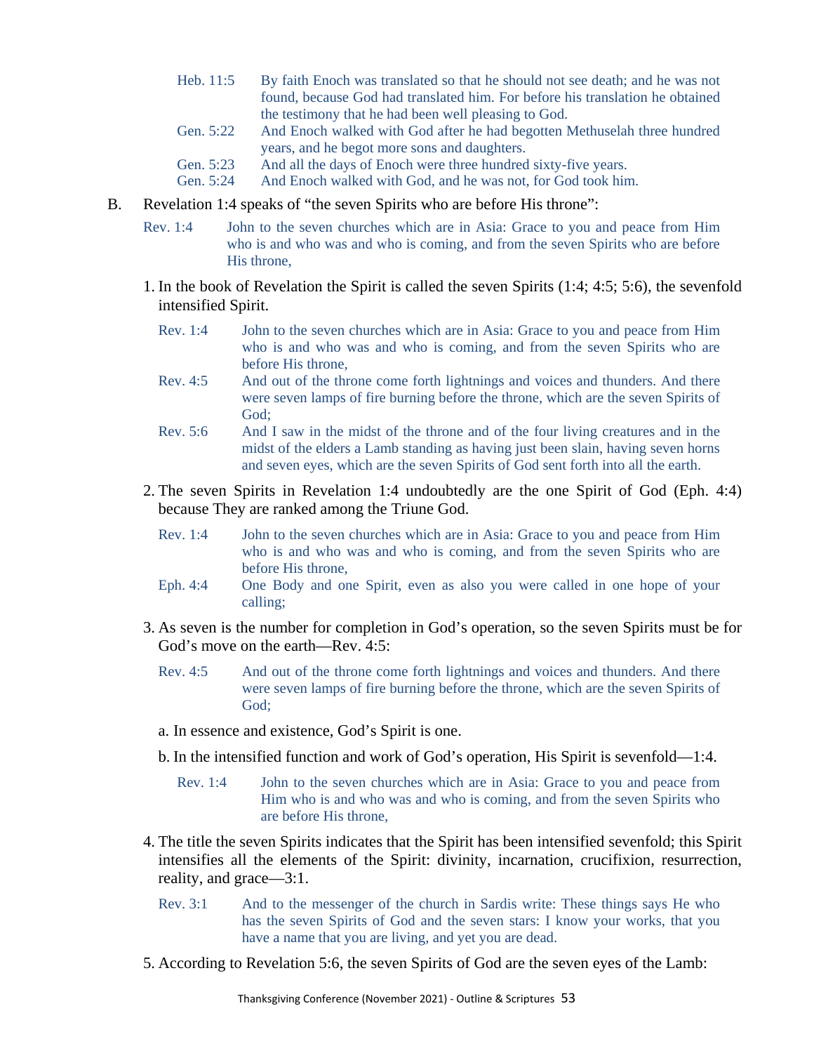Heb. 11:5 By faith Enoch was translated so that he should not see death; and he was not found, because God had translated him. For before his translation he obtained the testimony that he had been well pleasing to God.

Gen. 5:22 And Enoch walked with God after he had begotten Methuselah three hundred years, and he begot more sons and daughters.

Gen. 5:23 And all the days of Enoch were three hundred sixty-five years.

Gen. 5:24 And Enoch walked with God, and he was not, for God took him.

B. Revelation 1:4 speaks of "the seven Spirits who are before His throne":

Rev. 1:4 John to the seven churches which are in Asia: Grace to you and peace from Him who is and who was and who is coming, and from the seven Spirits who are before His throne,

1. In the book of Revelation the Spirit is called the seven Spirits (1:4; 4:5; 5:6), the sevenfold intensified Spirit.

Rev. 1:4 John to the seven churches which are in Asia: Grace to you and peace from Him who is and who was and who is coming, and from the seven Spirits who are before His throne,

Rev. 4:5 And out of the throne come forth lightnings and voices and thunders. And there were seven lamps of fire burning before the throne, which are the seven Spirits of God;

Rev. 5:6 And I saw in the midst of the throne and of the four living creatures and in the midst of the elders a Lamb standing as having just been slain, having seven horns and seven eyes, which are the seven Spirits of God sent forth into all the earth.

2. The seven Spirits in Revelation 1:4 undoubtedly are the one Spirit of God (Eph. 4:4) because They are ranked among the Triune God.

Rev. 1:4 John to the seven churches which are in Asia: Grace to you and peace from Him who is and who was and who is coming, and from the seven Spirits who are before His throne,

Eph. 4:4 One Body and one Spirit, even as also you were called in one hope of your calling;

3. As seven is the number for completion in God's operation, so the seven Spirits must be for God's move on the earth—Rev. 4:5:

Rev. 4:5 And out of the throne come forth lightnings and voices and thunders. And there were seven lamps of fire burning before the throne, which are the seven Spirits of God;

a. In essence and existence, God's Spirit is one.

b. In the intensified function and work of God's operation, His Spirit is sevenfold—1:4.

Rev. 1:4 John to the seven churches which are in Asia: Grace to you and peace from Him who is and who was and who is coming, and from the seven Spirits who are before His throne,

4. The title the seven Spirits indicates that the Spirit has been intensified sevenfold; this Spirit intensifies all the elements of the Spirit: divinity, incarnation, crucifixion, resurrection, reality, and grace—3:1.

Rev. 3:1 And to the messenger of the church in Sardis write: These things says He who has the seven Spirits of God and the seven stars: I know your works, that you have a name that you are living, and yet you are dead.

5. According to Revelation 5:6, the seven Spirits of God are the seven eyes of the Lamb: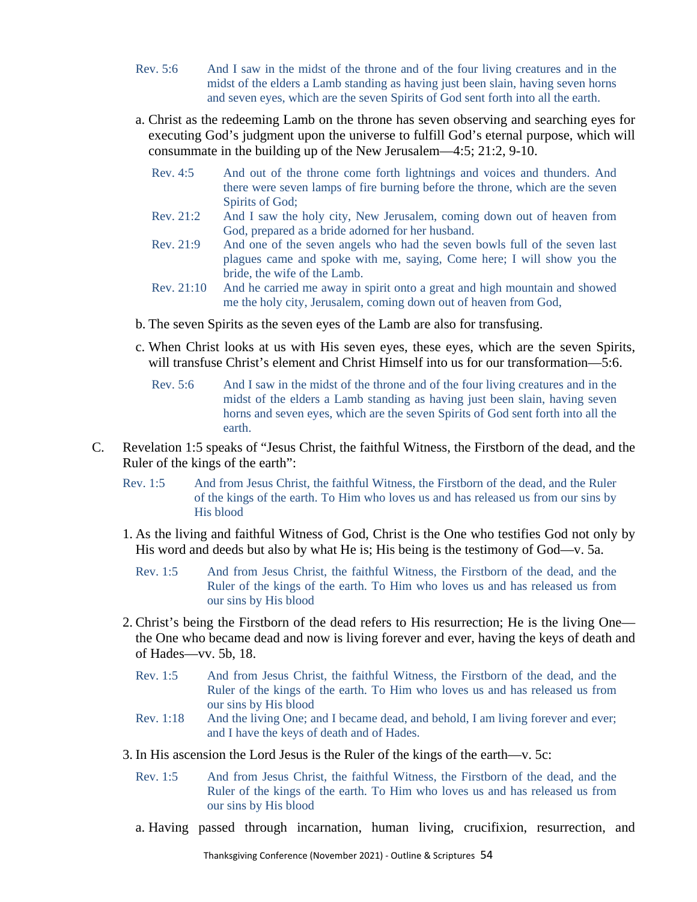Rev. 5:6 And I saw in the midst of the throne and of the four living creatures and in the midst of the elders a Lamb standing as having just been slain, having seven horns and seven eyes, which are the seven Spirits of God sent forth into all the earth.

a. Christ as the redeeming Lamb on the throne has seven observing and searching eyes for executing God's judgment upon the universe to fulfill God's eternal purpose, which will consummate in the building up of the New Jerusalem—4:5; 21:2, 9-10.

Rev. 4:5 And out of the throne come forth lightnings and voices and thunders. And there were seven lamps of fire burning before the throne, which are the seven Spirits of God;

Rev. 21:2 And I saw the holy city, New Jerusalem, coming down out of heaven from God, prepared as a bride adorned for her husband.

Rev. 21:9 And one of the seven angels who had the seven bowls full of the seven last plagues came and spoke with me, saying, Come here; I will show you the bride, the wife of the Lamb.

Rev. 21:10 And he carried me away in spirit onto a great and high mountain and showed me the holy city, Jerusalem, coming down out of heaven from God,

b. The seven Spirits as the seven eyes of the Lamb are also for transfusing.

c. When Christ looks at us with His seven eyes, these eyes, which are the seven Spirits, will transfuse Christ's element and Christ Himself into us for our transformation—5:6.

Rev. 5:6 And I saw in the midst of the throne and of the four living creatures and in the midst of the elders a Lamb standing as having just been slain, having seven horns and seven eyes, which are the seven Spirits of God sent forth into all the earth.

C. Revelation 1:5 speaks of "Jesus Christ, the faithful Witness, the Firstborn of the dead, and the Ruler of the kings of the earth":

Rev. 1:5 And from Jesus Christ, the faithful Witness, the Firstborn of the dead, and the Ruler of the kings of the earth. To Him who loves us and has released us from our sins by His blood

1. As the living and faithful Witness of God, Christ is the One who testifies God not only by His word and deeds but also by what He is; His being is the testimony of God—v. 5a.

Rev. 1:5 And from Jesus Christ, the faithful Witness, the Firstborn of the dead, and the Ruler of the kings of the earth. To Him who loves us and has released us from our sins by His blood

2. Christ's being the Firstborn of the dead refers to His resurrection; He is the living One—the One who became dead and now is living forever and ever, having the keys of death and of Hades—vv. 5b, 18.

Rev. 1:5 And from Jesus Christ, the faithful Witness, the Firstborn of the dead, and the Ruler of the kings of the earth. To Him who loves us and has released us from our sins by His blood

Rev. 1:18 And the living One; and I became dead, and behold, I am living forever and ever; and I have the keys of death and of Hades.

3. In His ascension the Lord Jesus is the Ruler of the kings of the earth—v. 5c:

Rev. 1:5 And from Jesus Christ, the faithful Witness, the Firstborn of the dead, and the Ruler of the kings of the earth. To Him who loves us and has released us from our sins by His blood

a. Having passed through incarnation, human living, crucifixion, resurrection, and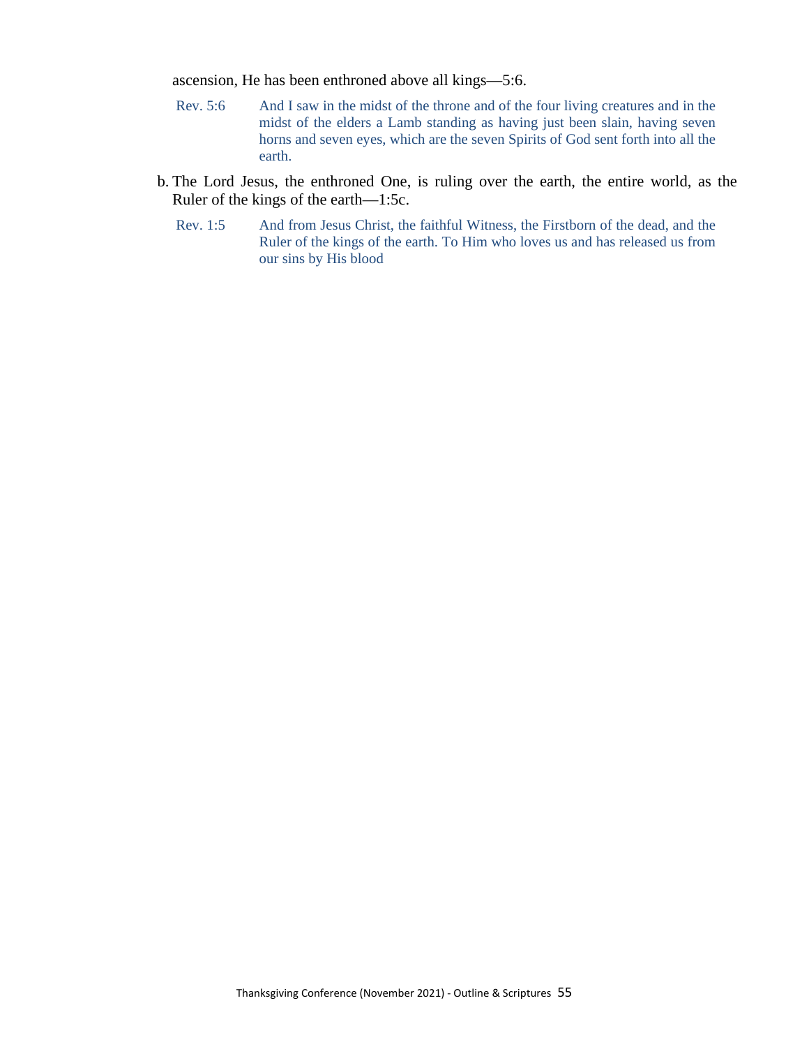ascension, He has been enthroned above all kings—5:6.

Rev. 5:6 And I saw in the midst of the throne and of the four living creatures and in the midst of the elders a Lamb standing as having just been slain, having seven horns and seven eyes, which are the seven Spirits of God sent forth into all the earth.

b. The Lord Jesus, the enthroned One, is ruling over the earth, the entire world, as the Ruler of the kings of the earth—1:5c.

Rev. 1:5 And from Jesus Christ, the faithful Witness, the Firstborn of the dead, and the Ruler of the kings of the earth. To Him who loves us and has released us from our sins by His blood